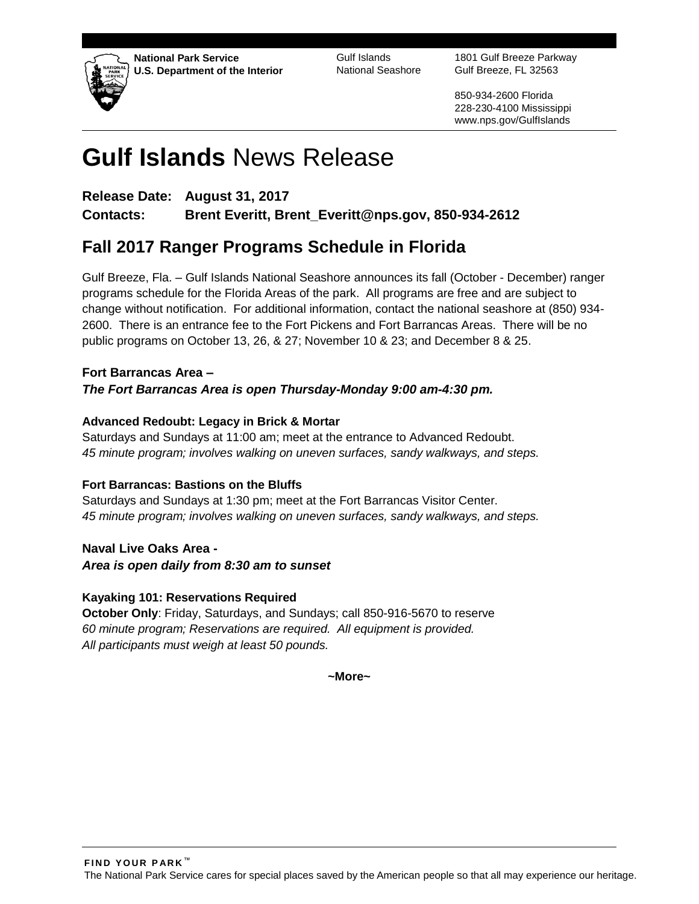**National Park Service**
**U.S. Department of the Interior**

Gulf Islands
National Seashore

1801 Gulf Breeze Parkway
Gulf Breeze, FL 32563

850-934-2600 Florida
228-230-4100 Mississippi
www.nps.gov/GulfIslands

# **Gulf Islands** News Release

**Release Date: August 31, 2017**
**Contacts: Brent Everitt, Brent_Everitt@nps.gov, 850-934-2612**

## Fall 2017 Ranger Programs Schedule in Florida

Gulf Breeze, Fla. – Gulf Islands National Seashore announces its fall (October - December) ranger programs schedule for the Florida Areas of the park. All programs are free and are subject to change without notification. For additional information, contact the national seashore at (850) 934-2600. There is an entrance fee to the Fort Pickens and Fort Barrancas Areas. There will be no public programs on October 13, 26, & 27; November 10 & 23; and December 8 & 25.

**Fort Barrancas Area –**
***The Fort Barrancas Area is open Thursday-Monday 9:00 am-4:30 pm.***

**Advanced Redoubt: Legacy in Brick & Mortar**
Saturdays and Sundays at 11:00 am; meet at the entrance to Advanced Redoubt.
*45 minute program; involves walking on uneven surfaces, sandy walkways, and steps.*

**Fort Barrancas: Bastions on the Bluffs**
Saturdays and Sundays at 1:30 pm; meet at the Fort Barrancas Visitor Center.
*45 minute program; involves walking on uneven surfaces, sandy walkways, and steps.*

**Naval Live Oaks Area -**
***Area is open daily from 8:30 am to sunset***

**Kayaking 101: Reservations Required**
**October Only**: Friday, Saturdays, and Sundays; call 850-916-5670 to reserve
*60 minute program; Reservations are required. All equipment is provided.*
*All participants must weigh at least 50 pounds.*

**~More~**

**FIND YOUR PARK™**
The National Park Service cares for special places saved by the American people so that all may experience our heritage.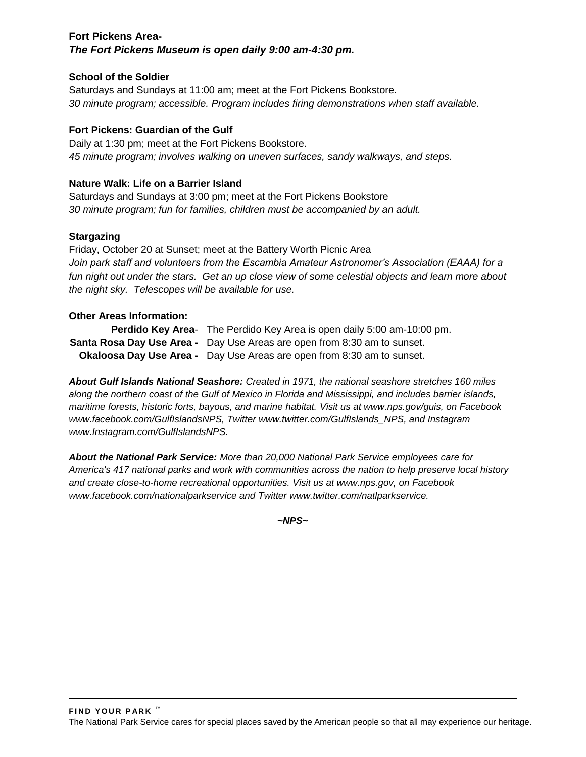**Fort Pickens Area-**
***The Fort Pickens Museum is open daily 9:00 am-4:30 pm.***

**School of the Soldier**
Saturdays and Sundays at 11:00 am; meet at the Fort Pickens Bookstore.
*30 minute program; accessible. Program includes firing demonstrations when staff available.*

**Fort Pickens: Guardian of the Gulf**
Daily at 1:30 pm; meet at the Fort Pickens Bookstore.
*45 minute program; involves walking on uneven surfaces, sandy walkways, and steps.*

**Nature Walk: Life on a Barrier Island**
Saturdays and Sundays at 3:00 pm; meet at the Fort Pickens Bookstore
*30 minute program; fun for families, children must be accompanied by an adult.*

**Stargazing**
Friday, October 20 at Sunset; meet at the Battery Worth Picnic Area
*Join park staff and volunteers from the Escambia Amateur Astronomer's Association (EAAA) for a fun night out under the stars. Get an up close view of some celestial objects and learn more about the night sky. Telescopes will be available for use.*

**Other Areas Information:**

| | |
|---|---|
| **Perdido Key Area**- | The Perdido Key Area is open daily 5:00 am-10:00 pm. |
| **Santa Rosa Day Use Area -** | Day Use Areas are open from 8:30 am to sunset. |
| **Okaloosa Day Use Area -** | Day Use Areas are open from 8:30 am to sunset. |

***About Gulf Islands National Seashore:*** *Created in 1971, the national seashore stretches 160 miles along the northern coast of the Gulf of Mexico in Florida and Mississippi, and includes barrier islands, maritime forests, historic forts, bayous, and marine habitat. Visit us at www.nps.gov/guis, on Facebook www.facebook.com/GulfIslandsNPS, Twitter www.twitter.com/GulfIslands_NPS, and Instagram www.Instagram.com/GulfIslandsNPS.*

***About the National Park Service:*** *More than 20,000 National Park Service employees care for America's 417 national parks and work with communities across the nation to help preserve local history and create close-to-home recreational opportunities. Visit us at www.nps.gov, on Facebook www.facebook.com/nationalparkservice and Twitter www.twitter.com/natlparkservice.*

***~NPS~***

**FIND YOUR PARK** ™
The National Park Service cares for special places saved by the American people so that all may experience our heritage.